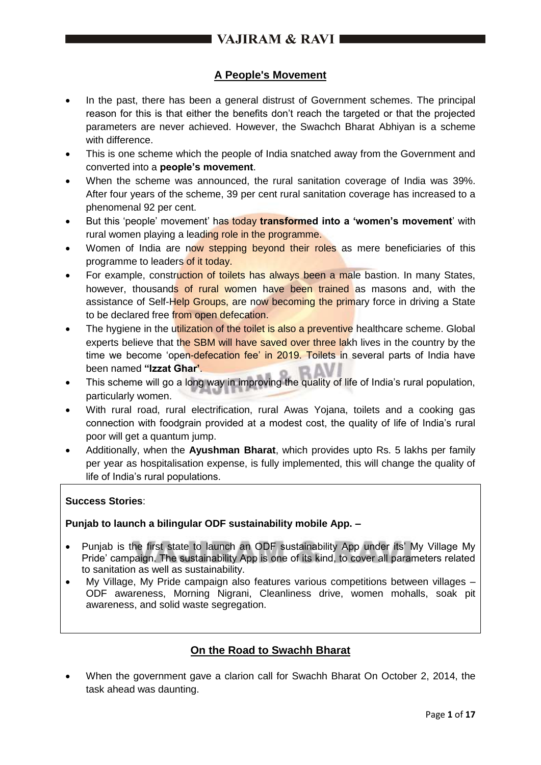## A People's Movement

- In the past, there has been a general distrust of Government schemes. The principal reason for this is that either the benefits don't reach the targeted or that the projected parameters are never achieved. However, the Swachch Bharat Abhiyan is a scheme with difference.
- This is one scheme which the people of India snatched away from the Government and converted into a **people's movement**.
- When the scheme was announced, the rural sanitation coverage of India was 39%. After four years of the scheme, 39 per cent rural sanitation coverage has increased to a phenomenal 92 per cent.
- But this 'people' movement' has today **transformed into a 'women's movement**' with rural women playing a leading role in the programme.
- Women of India are now stepping beyond their roles as mere beneficiaries of this programme to leaders of it today.
- For example, construction of toilets has always been a male bastion. In many States, however, thousands of rural women have been trained as masons and, with the assistance of Self-Help Groups, are now becoming the primary force in driving a State to be declared free from open defecation.
- The hygiene in the utilization of the toilet is also a preventive healthcare scheme. Global experts believe that the SBM will have saved over three lakh lives in the country by the time we become 'open-defecation fee' in 2019. Toilets in several parts of India have been named **"Izzat Ghar'**.
- This scheme will go a long way in improving the quality of life of India's rural population, particularly women.
- With rural road, rural electrification, rural Awas Yojana, toilets and a cooking gas connection with foodgrain provided at a modest cost, the quality of life of India's rural poor will get a quantum jump.
- Additionally, when the **Ayushman Bharat**, which provides upto Rs. 5 lakhs per family per year as hospitalisation expense, is fully implemented, this will change the quality of life of India's rural populations.

**Success Stories**:

**Punjab to launch a bilingular ODF sustainability mobile App. –**

- Punjab is the first state to launch an ODF sustainability App under its' My Village My Pride' campaign. The sustainability App is one of its kind, to cover all parameters related to sanitation as well as sustainability.
- My Village, My Pride campaign also features various competitions between villages – ODF awareness, Morning Nigrani, Cleanliness drive, women mohalls, soak pit awareness, and solid waste segregation.

## On the Road to Swachh Bharat

- When the government gave a clarion call for Swachh Bharat On October 2, 2014, the task ahead was daunting.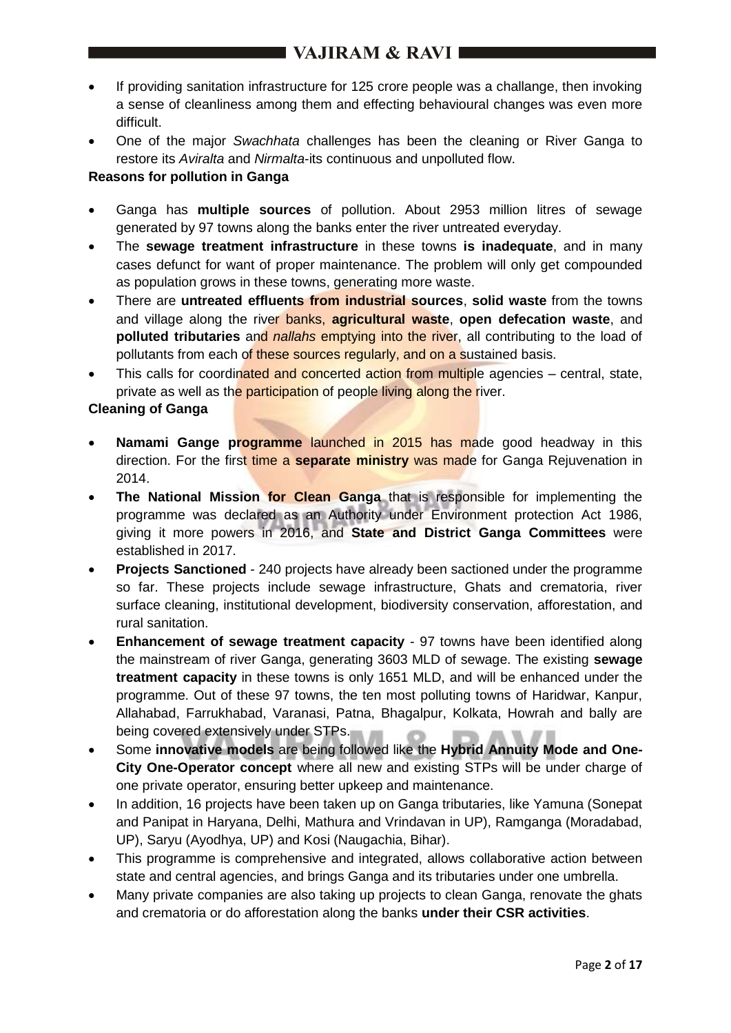- If providing sanitation infrastructure for 125 crore people was a challange, then invoking a sense of cleanliness among them and effecting behavioural changes was even more difficult.
- One of the major *Swachhata* challenges has been the cleaning or River Ganga to restore its *Aviralta* and *Nirmalta*-its continuous and unpolluted flow.

**Reasons for pollution in Ganga**

- Ganga has **multiple sources** of pollution. About 2953 million litres of sewage generated by 97 towns along the banks enter the river untreated everyday.
- The **sewage treatment infrastructure** in these towns **is inadequate**, and in many cases defunct for want of proper maintenance. The problem will only get compounded as population grows in these towns, generating more waste.
- There are **untreated effluents from industrial sources**, **solid waste** from the towns and village along the river banks, **agricultural waste**, **open defecation waste**, and **polluted tributaries** and *nallahs* emptying into the river, all contributing to the load of pollutants from each of these sources regularly, and on a sustained basis.
- This calls for coordinated and concerted action from multiple agencies – central, state, private as well as the participation of people living along the river.

**Cleaning of Ganga**

- **Namami Gange programme** launched in 2015 has made good headway in this direction. For the first time a **separate ministry** was made for Ganga Rejuvenation in 2014.
- **The National Mission for Clean Ganga** that is responsible for implementing the programme was declared as an Authority under Environment protection Act 1986, giving it more powers in 2016, and **State and District Ganga Committees** were established in 2017.
- **Projects Sanctioned** - 240 projects have already been sactioned under the programme so far. These projects include sewage infrastructure, Ghats and crematoria, river surface cleaning, institutional development, biodiversity conservation, afforestation, and rural sanitation.
- **Enhancement of sewage treatment capacity** - 97 towns have been identified along the mainstream of river Ganga, generating 3603 MLD of sewage. The existing **sewage treatment capacity** in these towns is only 1651 MLD, and will be enhanced under the programme. Out of these 97 towns, the ten most polluting towns of Haridwar, Kanpur, Allahabad, Farrukhabad, Varanasi, Patna, Bhagalpur, Kolkata, Howrah and bally are being covered extensively under STPs.
- Some **innovative models** are being followed like the **Hybrid Annuity Mode and One-City One-Operator concept** where all new and existing STPs will be under charge of one private operator, ensuring better upkeep and maintenance.
- In addition, 16 projects have been taken up on Ganga tributaries, like Yamuna (Sonepat and Panipat in Haryana, Delhi, Mathura and Vrindavan in UP), Ramganga (Moradabad, UP), Saryu (Ayodhya, UP) and Kosi (Naugachia, Bihar).
- This programme is comprehensive and integrated, allows collaborative action between state and central agencies, and brings Ganga and its tributaries under one umbrella.
- Many private companies are also taking up projects to clean Ganga, renovate the ghats and crematoria or do afforestation along the banks **under their CSR activities**.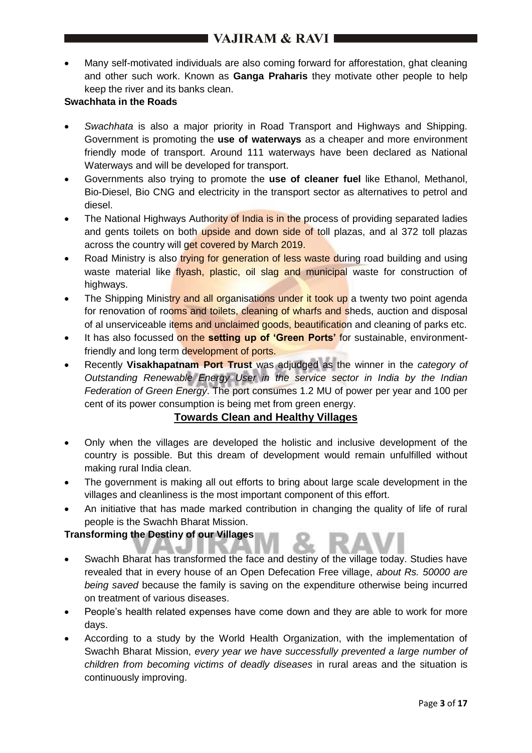- Many self-motivated individuals are also coming forward for afforestation, ghat cleaning and other such work. Known as **Ganga Praharis** they motivate other people to help keep the river and its banks clean.

**Swachhata in the Roads**

- *Swachhata* is also a major priority in Road Transport and Highways and Shipping. Government is promoting the **use of waterways** as a cheaper and more environment friendly mode of transport. Around 111 waterways have been declared as National Waterways and will be developed for transport.
- Governments also trying to promote the **use of cleaner fuel** like Ethanol, Methanol, Bio-Diesel, Bio CNG and electricity in the transport sector as alternatives to petrol and diesel.
- The National Highways Authority of India is in the process of providing separated ladies and gents toilets on both upside and down side of toll plazas, and al 372 toll plazas across the country will get covered by March 2019.
- Road Ministry is also trying for generation of less waste during road building and using waste material like flyash, plastic, oil slag and municipal waste for construction of highways.
- The Shipping Ministry and all organisations under it took up a twenty two point agenda for renovation of rooms and toilets, cleaning of wharfs and sheds, auction and disposal of al unserviceable items and unclaimed goods, beautification and cleaning of parks etc.
- It has also focussed on the **setting up of 'Green Ports'** for sustainable, environment-friendly and long term development of ports.
- Recently **Visakhapatnam Port Trust** was adjudged as the winner in the *category of Outstanding Renewable Energy User in the service sector in India by the Indian Federation of Green Energy*. The port consumes 1.2 MU of power per year and 100 per cent of its power consumption is being met from green energy.

## Towards Clean and Healthy Villages

- Only when the villages are developed the holistic and inclusive development of the country is possible. But this dream of development would remain unfulfilled without making rural India clean.
- The government is making all out efforts to bring about large scale development in the villages and cleanliness is the most important component of this effort.
- An initiative that has made marked contribution in changing the quality of life of rural people is the Swachh Bharat Mission.

**Transforming the Destiny of our Villages**

- Swachh Bharat has transformed the face and destiny of the village today. Studies have revealed that in every house of an Open Defecation Free village, *about Rs. 50000 are being saved* because the family is saving on the expenditure otherwise being incurred on treatment of various diseases.
- People's health related expenses have come down and they are able to work for more days.
- According to a study by the World Health Organization, with the implementation of Swachh Bharat Mission, *every year we have successfully prevented a large number of children from becoming victims of deadly diseases* in rural areas and the situation is continuously improving.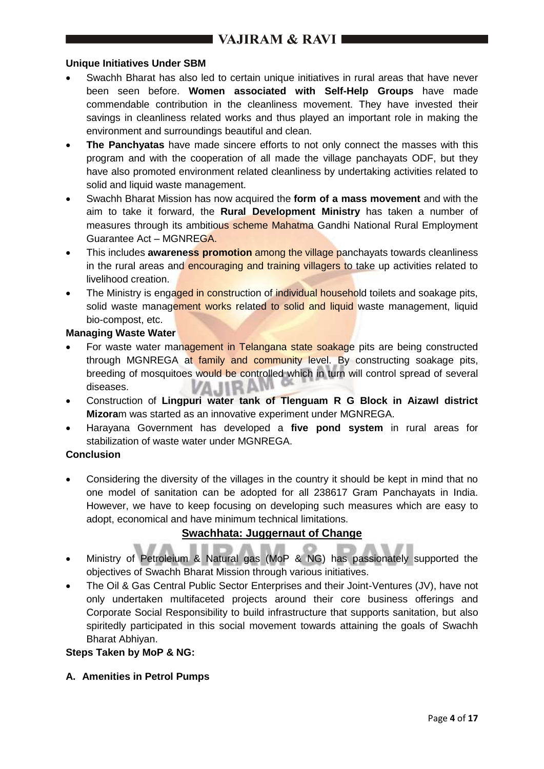**Unique Initiatives Under SBM**

- Swachh Bharat has also led to certain unique initiatives in rural areas that have never been seen before. **Women associated with Self-Help Groups** have made commendable contribution in the cleanliness movement. They have invested their savings in cleanliness related works and thus played an important role in making the environment and surroundings beautiful and clean.
- **The Panchyatas** have made sincere efforts to not only connect the masses with this program and with the cooperation of all made the village panchayats ODF, but they have also promoted environment related cleanliness by undertaking activities related to solid and liquid waste management.
- Swachh Bharat Mission has now acquired the **form of a mass movement** and with the aim to take it forward, the **Rural Development Ministry** has taken a number of measures through its ambitious scheme Mahatma Gandhi National Rural Employment Guarantee Act – MGNREGA.
- This includes **awareness promotion** among the village panchayats towards cleanliness in the rural areas and encouraging and training villagers to take up activities related to livelihood creation.
- The Ministry is engaged in construction of individual household toilets and soakage pits, solid waste management works related to solid and liquid waste management, liquid bio-compost, etc.

**Managing Waste Water**

- For waste water management in Telangana state soakage pits are being constructed through MGNREGA at family and community level. By constructing soakage pits, breeding of mosquitoes would be controlled which in turn will control spread of several diseases.
- Construction of **Lingpuri water tank of Tlenguam R G Block in Aizawl district Mizora**m was started as an innovative experiment under MGNREGA.
- Harayana Government has developed a **five pond system** in rural areas for stabilization of waste water under MGNREGA.

**Conclusion**

- Considering the diversity of the villages in the country it should be kept in mind that no one model of sanitation can be adopted for all 238617 Gram Panchayats in India. However, we have to keep focusing on developing such measures which are easy to adopt, economical and have minimum technical limitations.

## Swachhata: Juggernaut of Change

- Ministry of Petroleium & Natural gas (MoP & NG) has passionately supported the objectives of Swachh Bharat Mission through various initiatives.
- The Oil & Gas Central Public Sector Enterprises and their Joint-Ventures (JV), have not only undertaken multifaceted projects around their core business offerings and Corporate Social Responsibility to build infrastructure that supports sanitation, but also spiritedly participated in this social movement towards attaining the goals of Swachh Bharat Abhiyan.

**Steps Taken by MoP & NG:**

**A. Amenities in Petrol Pumps**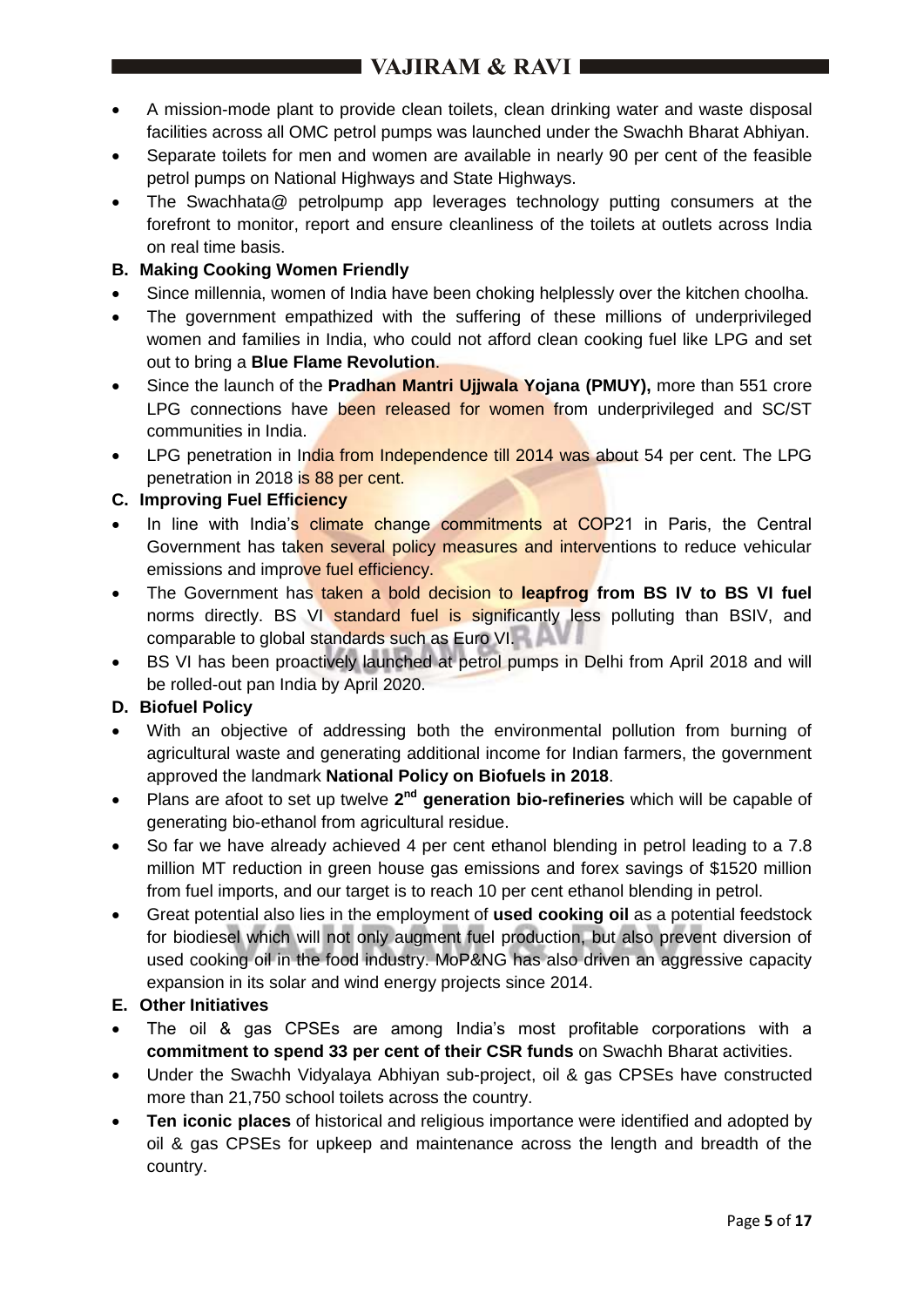- A mission-mode plant to provide clean toilets, clean drinking water and waste disposal facilities across all OMC petrol pumps was launched under the Swachh Bharat Abhiyan.
- Separate toilets for men and women are available in nearly 90 per cent of the feasible petrol pumps on National Highways and State Highways.
- The Swachhata@ petrolpump app leverages technology putting consumers at the forefront to monitor, report and ensure cleanliness of the toilets at outlets across India on real time basis.

**B. Making Cooking Women Friendly**

- Since millennia, women of India have been choking helplessly over the kitchen choolha.
- The government empathized with the suffering of these millions of underprivileged women and families in India, who could not afford clean cooking fuel like LPG and set out to bring a **Blue Flame Revolution**.
- Since the launch of the **Pradhan Mantri Ujjwala Yojana (PMUY),** more than 551 crore LPG connections have been released for women from underprivileged and SC/ST communities in India.
- LPG penetration in India from Independence till 2014 was about 54 per cent. The LPG penetration in 2018 is 88 per cent.

**C. Improving Fuel Efficiency**

- In line with India's climate change commitments at COP21 in Paris, the Central Government has taken several policy measures and interventions to reduce vehicular emissions and improve fuel efficiency.
- The Government has taken a bold decision to **leapfrog from BS IV to BS VI fuel** norms directly. BS VI standard fuel is significantly less polluting than BSIV, and comparable to global standards such as Euro VI.
- BS VI has been proactively launched at petrol pumps in Delhi from April 2018 and will be rolled-out pan India by April 2020.

**D. Biofuel Policy**

- With an objective of addressing both the environmental pollution from burning of agricultural waste and generating additional income for Indian farmers, the government approved the landmark **National Policy on Biofuels in 2018**.
- Plans are afoot to set up twelve **2nd generation bio-refineries** which will be capable of generating bio-ethanol from agricultural residue.
- So far we have already achieved 4 per cent ethanol blending in petrol leading to a 7.8 million MT reduction in green house gas emissions and forex savings of $1520 million from fuel imports, and our target is to reach 10 per cent ethanol blending in petrol.
- Great potential also lies in the employment of **used cooking oil** as a potential feedstock for biodiesel which will not only augment fuel production, but also prevent diversion of used cooking oil in the food industry. MoP&NG has also driven an aggressive capacity expansion in its solar and wind energy projects since 2014.

**E. Other Initiatives**

- The oil & gas CPSEs are among India's most profitable corporations with a **commitment to spend 33 per cent of their CSR funds** on Swachh Bharat activities.
- Under the Swachh Vidyalaya Abhiyan sub-project, oil & gas CPSEs have constructed more than 21,750 school toilets across the country.
- **Ten iconic places** of historical and religious importance were identified and adopted by oil & gas CPSEs for upkeep and maintenance across the length and breadth of the country.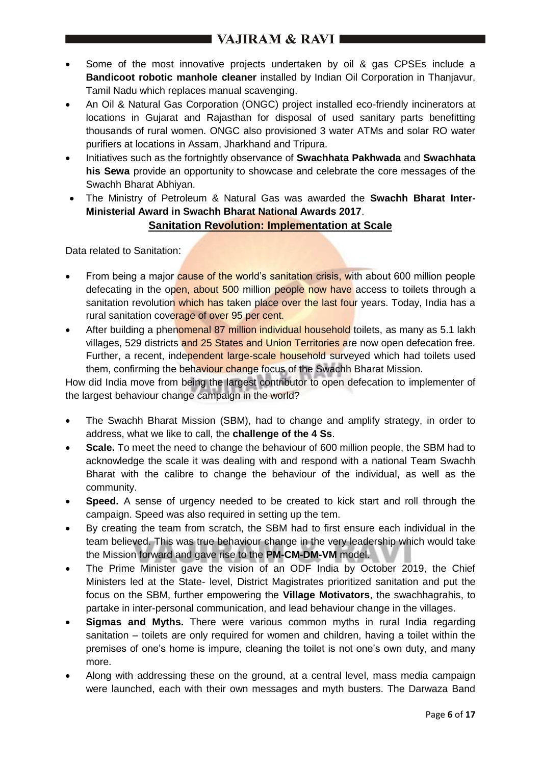- Some of the most innovative projects undertaken by oil & gas CPSEs include a **Bandicoot robotic manhole cleaner** installed by Indian Oil Corporation in Thanjavur, Tamil Nadu which replaces manual scavenging.
- An Oil & Natural Gas Corporation (ONGC) project installed eco-friendly incinerators at locations in Gujarat and Rajasthan for disposal of used sanitary parts benefitting thousands of rural women. ONGC also provisioned 3 water ATMs and solar RO water purifiers at locations in Assam, Jharkhand and Tripura.
- Initiatives such as the fortnightly observance of **Swachhata Pakhwada** and **Swachhata his Sewa** provide an opportunity to showcase and celebrate the core messages of the Swachh Bharat Abhiyan.
- The Ministry of Petroleum & Natural Gas was awarded the **Swachh Bharat Inter-Ministerial Award in Swachh Bharat National Awards 2017**.

## Sanitation Revolution: Implementation at Scale

Data related to Sanitation:

- From being a major cause of the world's sanitation crisis, with about 600 million people defecating in the open, about 500 million people now have access to toilets through a sanitation revolution which has taken place over the last four years. Today, India has a rural sanitation coverage of over 95 per cent.
- After building a phenomenal 87 million individual household toilets, as many as 5.1 lakh villages, 529 districts and 25 States and Union Territories are now open defecation free. Further, a recent, independent large-scale household surveyed which had toilets used them, confirming the behaviour change focus of the Swachh Bharat Mission.

How did India move from being the largest contributor to open defecation to implementer of the largest behaviour change campaign in the world?

- The Swachh Bharat Mission (SBM), had to change and amplify strategy, in order to address, what we like to call, the **challenge of the 4 Ss**.
- **Scale.** To meet the need to change the behaviour of 600 million people, the SBM had to acknowledge the scale it was dealing with and respond with a national Team Swachh Bharat with the calibre to change the behaviour of the individual, as well as the community.
- **Speed.** A sense of urgency needed to be created to kick start and roll through the campaign. Speed was also required in setting up the tem.
- By creating the team from scratch, the SBM had to first ensure each individual in the team believed. This was true behaviour change in the very leadership which would take the Mission forward and gave rise to the **PM-CM-DM-VM** model.
- The Prime Minister gave the vision of an ODF India by October 2019, the Chief Ministers led at the State- level, District Magistrates prioritized sanitation and put the focus on the SBM, further empowering the **Village Motivators**, the swachhagrahis, to partake in inter-personal communication, and lead behaviour change in the villages.
- **Sigmas and Myths.** There were various common myths in rural India regarding sanitation – toilets are only required for women and children, having a toilet within the premises of one's home is impure, cleaning the toilet is not one's own duty, and many more.
- Along with addressing these on the ground, at a central level, mass media campaign were launched, each with their own messages and myth busters. The Darwaza Band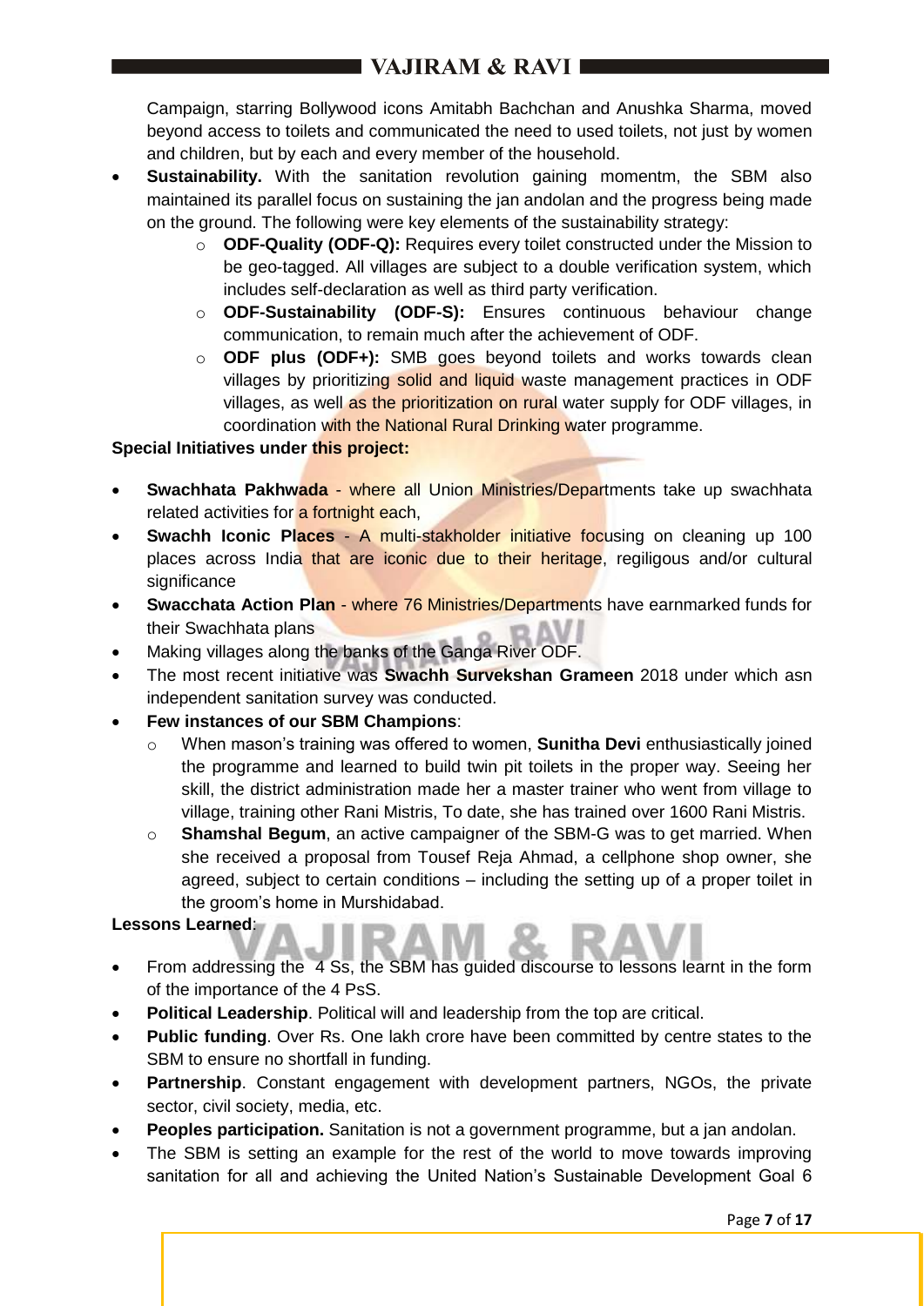Campaign, starring Bollywood icons Amitabh Bachchan and Anushka Sharma, moved beyond access to toilets and communicated the need to used toilets, not just by women and children, but by each and every member of the household.

- **Sustainability.** With the sanitation revolution gaining momentm, the SBM also maintained its parallel focus on sustaining the jan andolan and the progress being made on the ground. The following were key elements of the sustainability strategy:
  - **ODF-Quality (ODF-Q):** Requires every toilet constructed under the Mission to be geo-tagged. All villages are subject to a double verification system, which includes self-declaration as well as third party verification.
  - **ODF-Sustainability (ODF-S):** Ensures continuous behaviour change communication, to remain much after the achievement of ODF.
  - **ODF plus (ODF+):** SMB goes beyond toilets and works towards clean villages by prioritizing solid and liquid waste management practices in ODF villages, as well as the prioritization on rural water supply for ODF villages, in coordination with the National Rural Drinking water programme.

**Special Initiatives under this project:**

- **Swachhata Pakhwada** - where all Union Ministries/Departments take up swachhata related activities for a fortnight each,
- **Swachh Iconic Places** - A multi-stakholder initiative focusing on cleaning up 100 places across India that are iconic due to their heritage, regiligous and/or cultural significance
- **Swacchata Action Plan** - where 76 Ministries/Departments have earnmarked funds for their Swachhata plans
- Making villages along the banks of the Ganga River ODF.
- The most recent initiative was **Swachh Survekshan Grameen** 2018 under which asn independent sanitation survey was conducted.
- **Few instances of our SBM Champions**:
  - When mason's training was offered to women, **Sunitha Devi** enthusiastically joined the programme and learned to build twin pit toilets in the proper way. Seeing her skill, the district administration made her a master trainer who went from village to village, training other Rani Mistris, To date, she has trained over 1600 Rani Mistris.
  - **Shamshal Begum**, an active campaigner of the SBM-G was to get married. When she received a proposal from Tousef Reja Ahmad, a cellphone shop owner, she agreed, subject to certain conditions – including the setting up of a proper toilet in the groom's home in Murshidabad.

**Lessons Learned**:

- From addressing the 4 Ss, the SBM has guided discourse to lessons learnt in the form of the importance of the 4 PsS.
- **Political Leadership**. Political will and leadership from the top are critical.
- **Public funding**. Over Rs. One lakh crore have been committed by centre states to the SBM to ensure no shortfall in funding.
- **Partnership**. Constant engagement with development partners, NGOs, the private sector, civil society, media, etc.
- **Peoples participation.** Sanitation is not a government programme, but a jan andolan.
- The SBM is setting an example for the rest of the world to move towards improving sanitation for all and achieving the United Nation's Sustainable Development Goal 6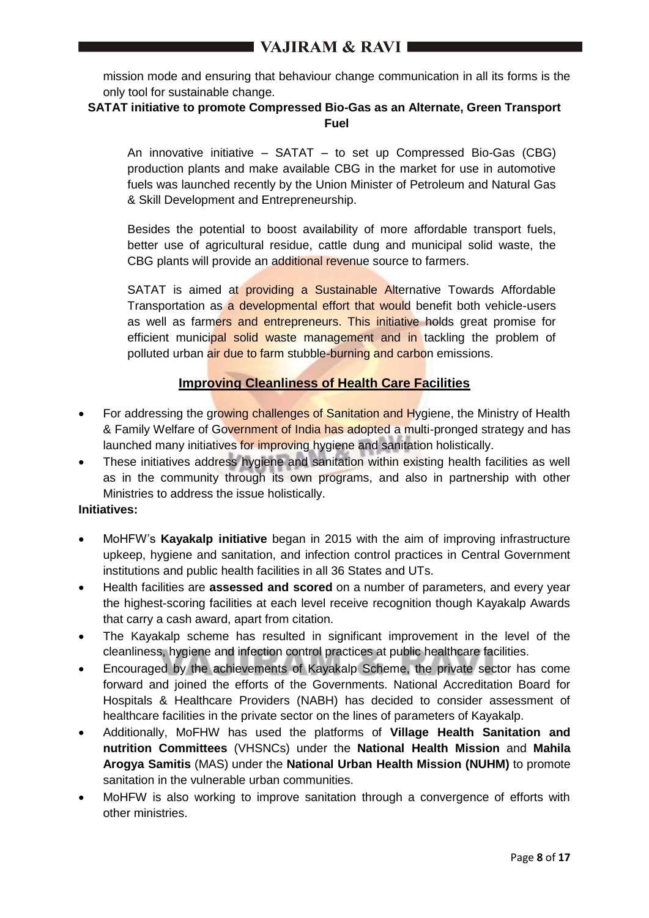mission mode and ensuring that behaviour change communication in all its forms is the only tool for sustainable change.

**SATAT initiative to promote Compressed Bio-Gas as an Alternate, Green Transport Fuel**

An innovative initiative – SATAT – to set up Compressed Bio-Gas (CBG) production plants and make available CBG in the market for use in automotive fuels was launched recently by the Union Minister of Petroleum and Natural Gas & Skill Development and Entrepreneurship.

Besides the potential to boost availability of more affordable transport fuels, better use of agricultural residue, cattle dung and municipal solid waste, the CBG plants will provide an additional revenue source to farmers.

SATAT is aimed at providing a Sustainable Alternative Towards Affordable Transportation as a developmental effort that would benefit both vehicle-users as well as farmers and entrepreneurs. This initiative holds great promise for efficient municipal solid waste management and in tackling the problem of polluted urban air due to farm stubble-burning and carbon emissions.

## Improving Cleanliness of Health Care Facilities

- For addressing the growing challenges of Sanitation and Hygiene, the Ministry of Health & Family Welfare of Government of India has adopted a multi-pronged strategy and has launched many initiatives for improving hygiene and sanitation holistically.
- These initiatives address hygiene and sanitation within existing health facilities as well as in the community through its own programs, and also in partnership with other Ministries to address the issue holistically.

**Initiatives:**

- MoHFW's **Kayakalp initiative** began in 2015 with the aim of improving infrastructure upkeep, hygiene and sanitation, and infection control practices in Central Government institutions and public health facilities in all 36 States and UTs.
- Health facilities are **assessed and scored** on a number of parameters, and every year the highest-scoring facilities at each level receive recognition though Kayakalp Awards that carry a cash award, apart from citation.
- The Kayakalp scheme has resulted in significant improvement in the level of the cleanliness, hygiene and infection control practices at public healthcare facilities.
- Encouraged by the achievements of Kayakalp Scheme, the private sector has come forward and joined the efforts of the Governments. National Accreditation Board for Hospitals & Healthcare Providers (NABH) has decided to consider assessment of healthcare facilities in the private sector on the lines of parameters of Kayakalp.
- Additionally, MoFHW has used the platforms of **Village Health Sanitation and nutrition Committees** (VHSNCs) under the **National Health Mission** and **Mahila Arogya Samitis** (MAS) under the **National Urban Health Mission (NUHM)** to promote sanitation in the vulnerable urban communities.
- MoHFW is also working to improve sanitation through a convergence of efforts with other ministries.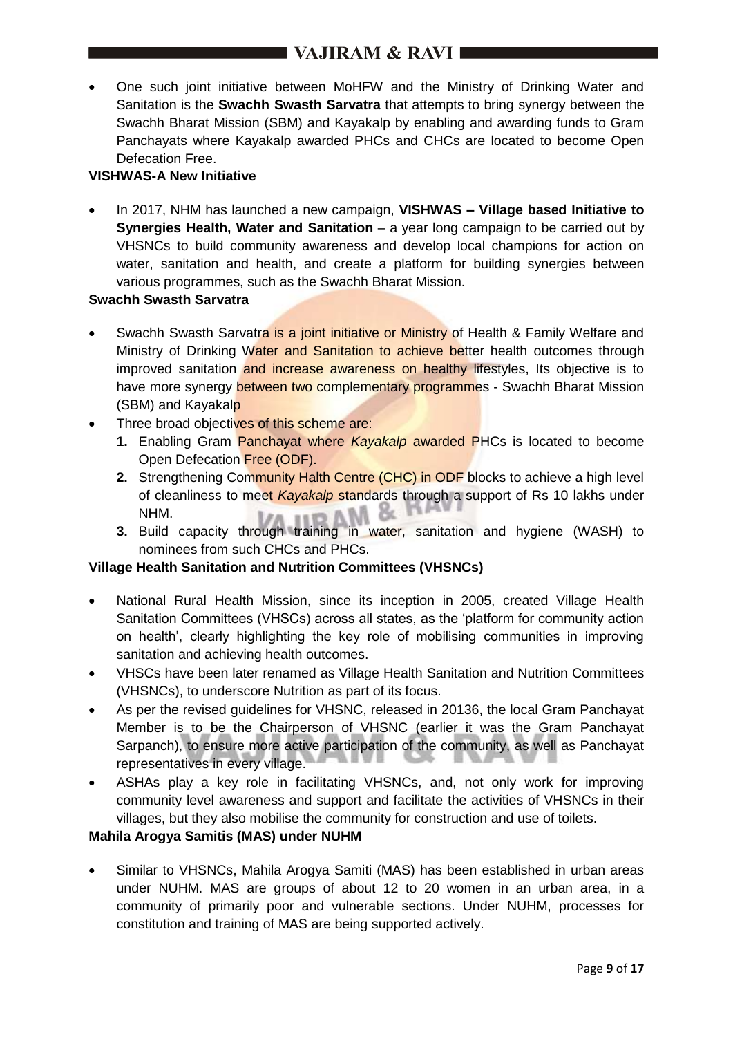- One such joint initiative between MoHFW and the Ministry of Drinking Water and Sanitation is the **Swachh Swasth Sarvatra** that attempts to bring synergy between the Swachh Bharat Mission (SBM) and Kayakalp by enabling and awarding funds to Gram Panchayats where Kayakalp awarded PHCs and CHCs are located to become Open Defecation Free.

**VISHWAS-A New Initiative**

- In 2017, NHM has launched a new campaign, **VISHWAS – Village based Initiative to Synergies Health, Water and Sanitation** – a year long campaign to be carried out by VHSNCs to build community awareness and develop local champions for action on water, sanitation and health, and create a platform for building synergies between various programmes, such as the Swachh Bharat Mission.

**Swachh Swasth Sarvatra**

- Swachh Swasth Sarvatra is a joint initiative or Ministry of Health & Family Welfare and Ministry of Drinking Water and Sanitation to achieve better health outcomes through improved sanitation and increase awareness on healthy lifestyles, Its objective is to have more synergy between two complementary programmes - Swachh Bharat Mission (SBM) and Kayakalp
- Three broad objectives of this scheme are:
  1. Enabling Gram Panchayat where *Kayakalp* awarded PHCs is located to become Open Defecation Free (ODF).
  2. Strengthening Community Halth Centre (CHC) in ODF blocks to achieve a high level of cleanliness to meet *Kayakalp* standards through a support of Rs 10 lakhs under NHM.
  3. Build capacity through training in water, sanitation and hygiene (WASH) to nominees from such CHCs and PHCs.

**Village Health Sanitation and Nutrition Committees (VHSNCs)**

- National Rural Health Mission, since its inception in 2005, created Village Health Sanitation Committees (VHSCs) across all states, as the 'platform for community action on health', clearly highlighting the key role of mobilising communities in improving sanitation and achieving health outcomes.
- VHSCs have been later renamed as Village Health Sanitation and Nutrition Committees (VHSNCs), to underscore Nutrition as part of its focus.
- As per the revised guidelines for VHSNC, released in 20136, the local Gram Panchayat Member is to be the Chairperson of VHSNC (earlier it was the Gram Panchayat Sarpanch), to ensure more active participation of the community, as well as Panchayat representatives in every village.
- ASHAs play a key role in facilitating VHSNCs, and, not only work for improving community level awareness and support and facilitate the activities of VHSNCs in their villages, but they also mobilise the community for construction and use of toilets.

**Mahila Arogya Samitis (MAS) under NUHM**

- Similar to VHSNCs, Mahila Arogya Samiti (MAS) has been established in urban areas under NUHM. MAS are groups of about 12 to 20 women in an urban area, in a community of primarily poor and vulnerable sections. Under NUHM, processes for constitution and training of MAS are being supported actively.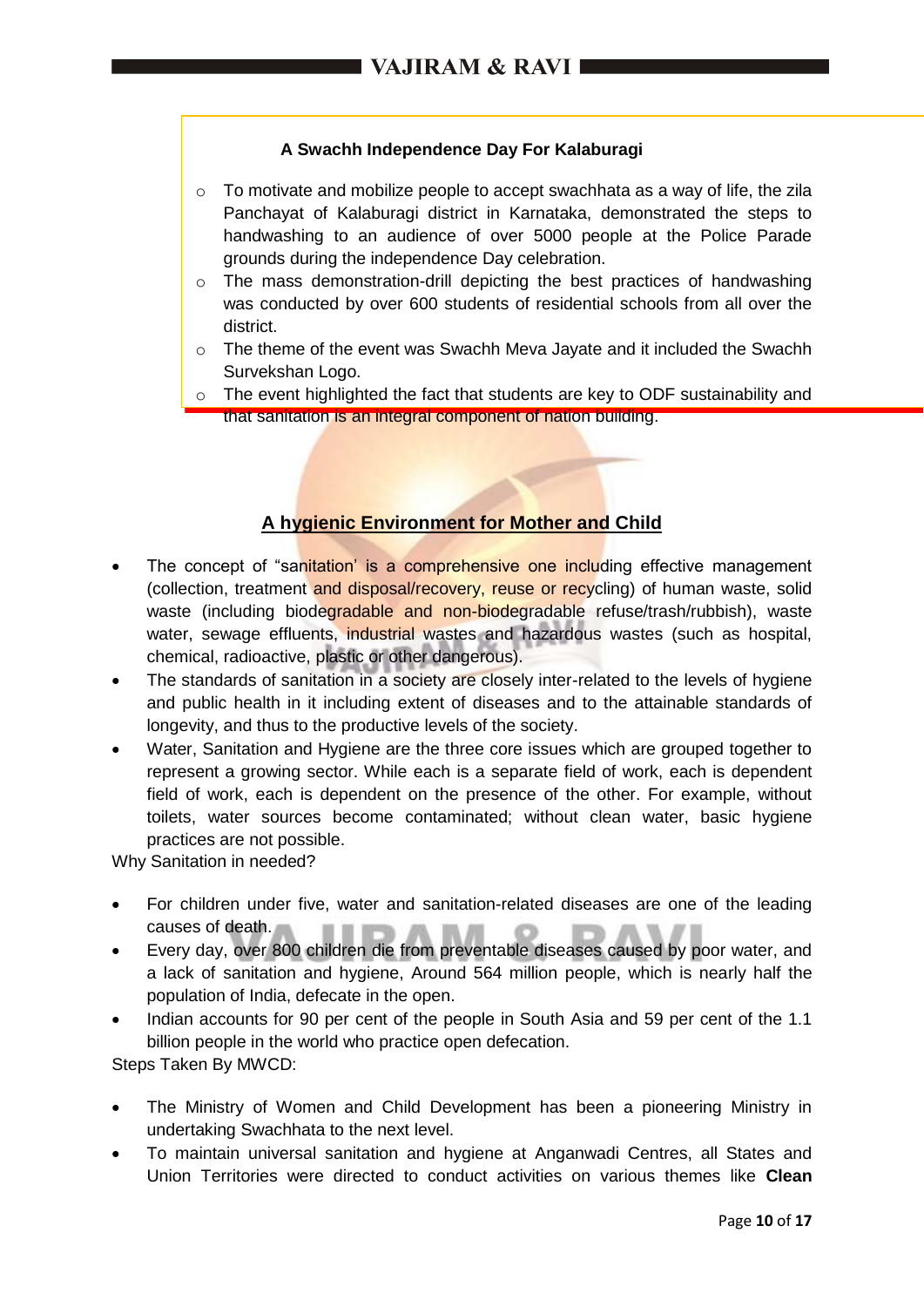#### A Swachh Independence Day For Kalaburagi

- To motivate and mobilize people to accept swachhata as a way of life, the zila Panchayat of Kalaburagi district in Karnataka, demonstrated the steps to handwashing to an audience of over 5000 people at the Police Parade grounds during the independence Day celebration.
- The mass demonstration-drill depicting the best practices of handwashing was conducted by over 600 students of residential schools from all over the district.
- The theme of the event was Swachh Meva Jayate and it included the Swachh Survekshan Logo.
- The event highlighted the fact that students are key to ODF sustainability and that sanitation is an integral component of nation building.

## A hygienic Environment for Mother and Child

- The concept of "sanitation' is a comprehensive one including effective management (collection, treatment and disposal/recovery, reuse or recycling) of human waste, solid waste (including biodegradable and non-biodegradable refuse/trash/rubbish), waste water, sewage effluents, industrial wastes and hazardous wastes (such as hospital, chemical, radioactive, plastic or other dangerous).
- The standards of sanitation in a society are closely inter-related to the levels of hygiene and public health in it including extent of diseases and to the attainable standards of longevity, and thus to the productive levels of the society.
- Water, Sanitation and Hygiene are the three core issues which are grouped together to represent a growing sector. While each is a separate field of work, each is dependent field of work, each is dependent on the presence of the other. For example, without toilets, water sources become contaminated; without clean water, basic hygiene practices are not possible.

Why Sanitation in needed?

- For children under five, water and sanitation-related diseases are one of the leading causes of death.
- Every day, over 800 children die from preventable diseases caused by poor water, and a lack of sanitation and hygiene, Around 564 million people, which is nearly half the population of India, defecate in the open.
- Indian accounts for 90 per cent of the people in South Asia and 59 per cent of the 1.1 billion people in the world who practice open defecation.

Steps Taken By MWCD:

- The Ministry of Women and Child Development has been a pioneering Ministry in undertaking Swachhata to the next level.
- To maintain universal sanitation and hygiene at Anganwadi Centres, all States and Union Territories were directed to conduct activities on various themes like **Clean**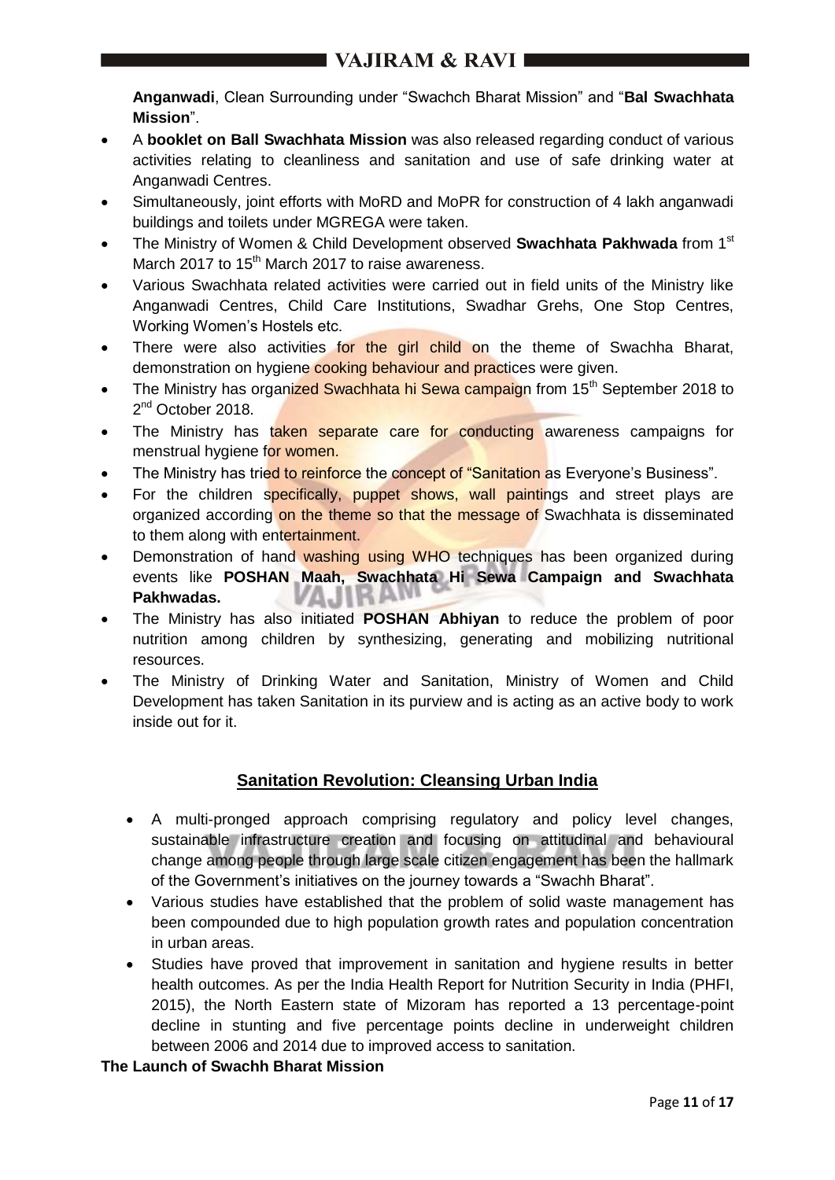**Anganwadi**, Clean Surrounding under "Swachch Bharat Mission" and "**Bal Swachhata Mission**".

- A **booklet on Ball Swachhata Mission** was also released regarding conduct of various activities relating to cleanliness and sanitation and use of safe drinking water at Anganwadi Centres.
- Simultaneously, joint efforts with MoRD and MoPR for construction of 4 lakh anganwadi buildings and toilets under MGREGA were taken.
- The Ministry of Women & Child Development observed **Swachhata Pakhwada** from 1st March 2017 to 15th March 2017 to raise awareness.
- Various Swachhata related activities were carried out in field units of the Ministry like Anganwadi Centres, Child Care Institutions, Swadhar Grehs, One Stop Centres, Working Women's Hostels etc.
- There were also activities for the girl child on the theme of Swachha Bharat, demonstration on hygiene cooking behaviour and practices were given.
- The Ministry has organized Swachhata hi Sewa campaign from 15th September 2018 to 2nd October 2018.
- The Ministry has taken separate care for conducting awareness campaigns for menstrual hygiene for women.
- The Ministry has tried to reinforce the concept of "Sanitation as Everyone's Business".
- For the children specifically, puppet shows, wall paintings and street plays are organized according on the theme so that the message of Swachhata is disseminated to them along with entertainment.
- Demonstration of hand washing using WHO techniques has been organized during events like **POSHAN Maah, Swachhata Hi Sewa Campaign and Swachhata Pakhwadas.**
- The Ministry has also initiated **POSHAN Abhiyan** to reduce the problem of poor nutrition among children by synthesizing, generating and mobilizing nutritional resources.
- The Ministry of Drinking Water and Sanitation, Ministry of Women and Child Development has taken Sanitation in its purview and is acting as an active body to work inside out for it.

## Sanitation Revolution: Cleansing Urban India

- A multi-pronged approach comprising regulatory and policy level changes, sustainable infrastructure creation and focusing on attitudinal and behavioural change among people through large scale citizen engagement has been the hallmark of the Government's initiatives on the journey towards a "Swachh Bharat".
- Various studies have established that the problem of solid waste management has been compounded due to high population growth rates and population concentration in urban areas.
- Studies have proved that improvement in sanitation and hygiene results in better health outcomes. As per the India Health Report for Nutrition Security in India (PHFI, 2015), the North Eastern state of Mizoram has reported a 13 percentage-point decline in stunting and five percentage points decline in underweight children between 2006 and 2014 due to improved access to sanitation.

**The Launch of Swachh Bharat Mission**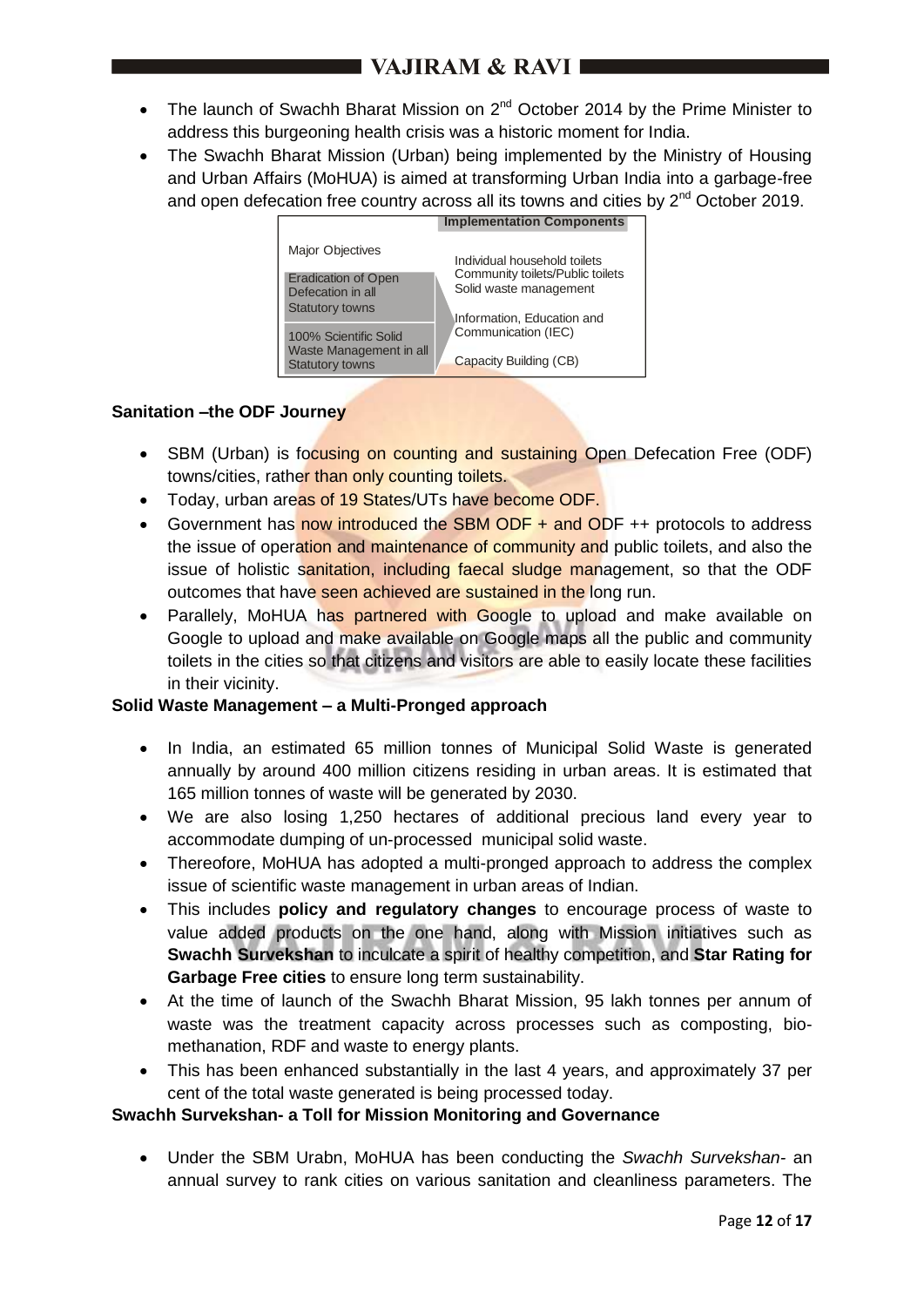- The launch of Swachh Bharat Mission on 2nd October 2014 by the Prime Minister to address this burgeoning health crisis was a historic moment for India.
- The Swachh Bharat Mission (Urban) being implemented by the Ministry of Housing and Urban Affairs (MoHUA) is aimed at transforming Urban India into a garbage-free and open defecation free country across all its towns and cities by 2nd October 2019.

| Major Objectives | Implementation Components |
| --- | --- |
| Eradication of Open Defecation in all Statutory towns | Individual household toilets |
| 100% Scientific Solid Waste Management in all Statutory towns | Community toilets/Public toilets |
| | Solid waste management |
| | Information, Education and Communication (IEC) |
| | Capacity Building (CB) |

**Sanitation –the ODF Journey**

- SBM (Urban) is focusing on counting and sustaining Open Defecation Free (ODF) towns/cities, rather than only counting toilets.
- Today, urban areas of 19 States/UTs have become ODF.
- Government has now introduced the SBM ODF + and ODF ++ protocols to address the issue of operation and maintenance of community and public toilets, and also the issue of holistic sanitation, including faecal sludge management, so that the ODF outcomes that have seen achieved are sustained in the long run.
- Parallely, MoHUA has partnered with Google to upload and make available on Google to upload and make available on Google maps all the public and community toilets in the cities so that citizens and visitors are able to easily locate these facilities in their vicinity.

**Solid Waste Management – a Multi-Pronged approach**

- In India, an estimated 65 million tonnes of Municipal Solid Waste is generated annually by around 400 million citizens residing in urban areas. It is estimated that 165 million tonnes of waste will be generated by 2030.
- We are also losing 1,250 hectares of additional precious land every year to accommodate dumping of un-processed municipal solid waste.
- Thereofore, MoHUA has adopted a multi-pronged approach to address the complex issue of scientific waste management in urban areas of Indian.
- This includes **policy and regulatory changes** to encourage process of waste to value added products on the one hand, along with Mission initiatives such as **Swachh Survekshan** to inculcate a spirit of healthy competition, and **Star Rating for Garbage Free cities** to ensure long term sustainability.
- At the time of launch of the Swachh Bharat Mission, 95 lakh tonnes per annum of waste was the treatment capacity across processes such as composting, bio-methanation, RDF and waste to energy plants.
- This has been enhanced substantially in the last 4 years, and approximately 37 per cent of the total waste generated is being processed today.

**Swachh Survekshan- a Toll for Mission Monitoring and Governance**

- Under the SBM Urabn, MoHUA has been conducting the *Swachh Survekshan*- an annual survey to rank cities on various sanitation and cleanliness parameters. The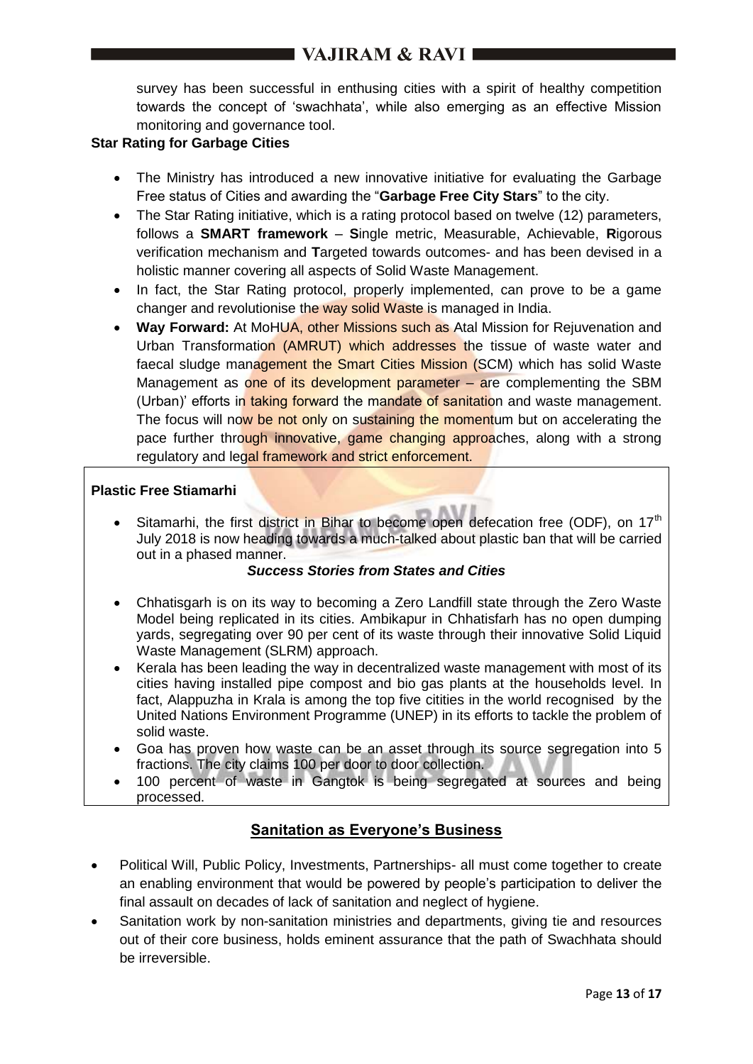survey has been successful in enthusing cities with a spirit of healthy competition towards the concept of 'swachhata', while also emerging as an effective Mission monitoring and governance tool.

**Star Rating for Garbage Cities**

- The Ministry has introduced a new innovative initiative for evaluating the Garbage Free status of Cities and awarding the "**Garbage Free City Stars**" to the city.
- The Star Rating initiative, which is a rating protocol based on twelve (12) parameters, follows a **SMART framework** – **S**ingle metric, Measurable, Achievable, **R**igorous verification mechanism and **T**argeted towards outcomes- and has been devised in a holistic manner covering all aspects of Solid Waste Management.
- In fact, the Star Rating protocol, properly implemented, can prove to be a game changer and revolutionise the way solid Waste is managed in India.
- **Way Forward:** At MoHUA, other Missions such as Atal Mission for Rejuvenation and Urban Transformation (AMRUT) which addresses the tissue of waste water and faecal sludge management the Smart Cities Mission (SCM) which has solid Waste Management as one of its development parameter – are complementing the SBM (Urban)' efforts in taking forward the mandate of sanitation and waste management. The focus will now be not only on sustaining the momentum but on accelerating the pace further through innovative, game changing approaches, along with a strong regulatory and legal framework and strict enforcement.

**Plastic Free Stiamarhi**

- Sitamarhi, the first district in Bihar to become open defecation free (ODF), on 17th July 2018 is now heading towards a much-talked about plastic ban that will be carried out in a phased manner.

***Success Stories from States and Cities***

- Chhatisgarh is on its way to becoming a Zero Landfill state through the Zero Waste Model being replicated in its cities. Ambikapur in Chhatisfarh has no open dumping yards, segregating over 90 per cent of its waste through their innovative Solid Liquid Waste Management (SLRM) approach.
- Kerala has been leading the way in decentralized waste management with most of its cities having installed pipe compost and bio gas plants at the households level. In fact, Alappuzha in Krala is among the top five citities in the world recognised by the United Nations Environment Programme (UNEP) in its efforts to tackle the problem of solid waste.
- Goa has proven how waste can be an asset through its source segregation into 5 fractions. The city claims 100 per door to door collection.
- 100 percent of waste in Gangtok is being segregated at sources and being processed.

## Sanitation as Everyone's Business

- Political Will, Public Policy, Investments, Partnerships- all must come together to create an enabling environment that would be powered by people's participation to deliver the final assault on decades of lack of sanitation and neglect of hygiene.
- Sanitation work by non-sanitation ministries and departments, giving tie and resources out of their core business, holds eminent assurance that the path of Swachhata should be irreversible.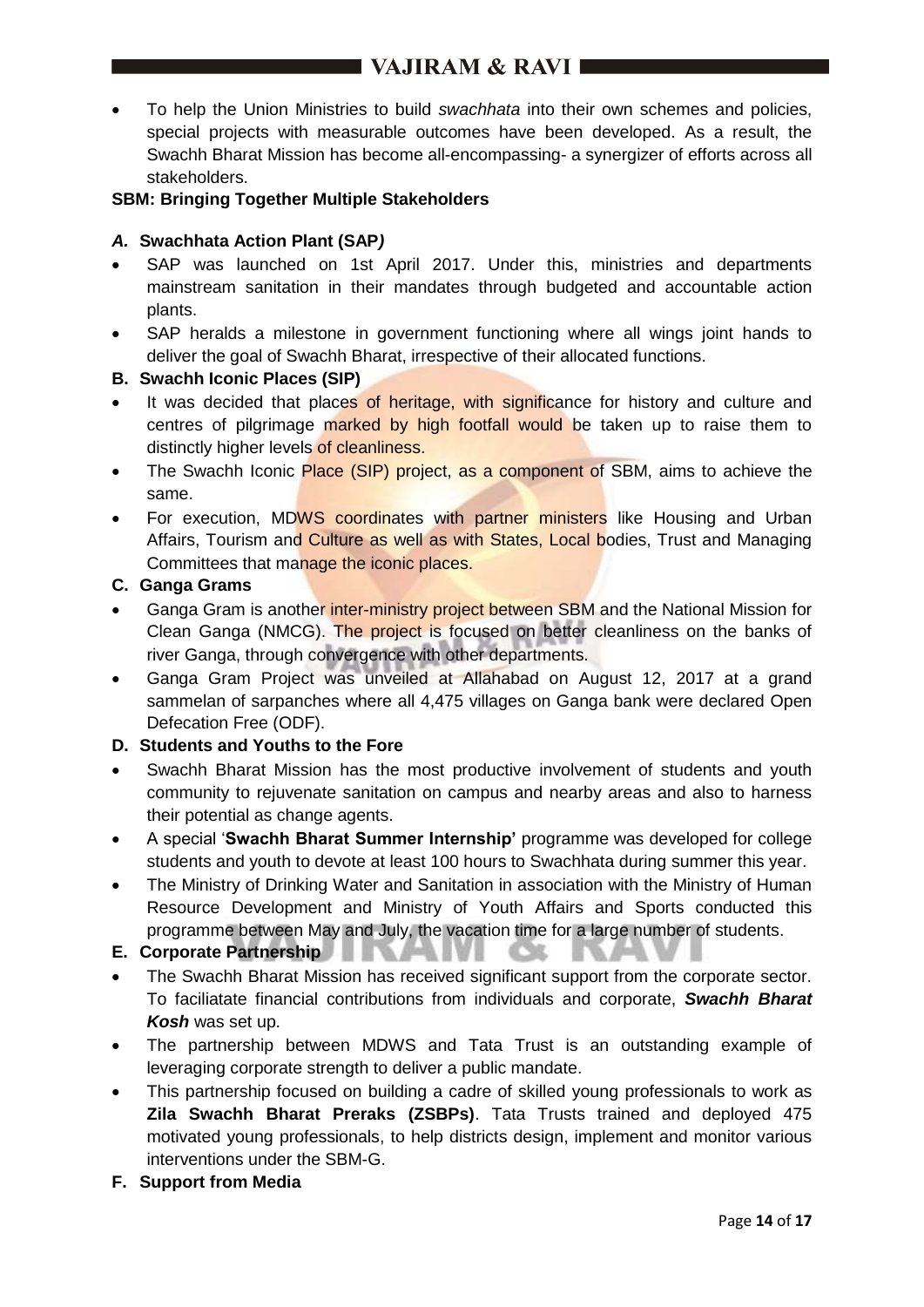- To help the Union Ministries to build *swachhata* into their own schemes and policies, special projects with measurable outcomes have been developed. As a result, the Swachh Bharat Mission has become all-encompassing- a synergizer of efforts across all stakeholders.

**SBM: Bringing Together Multiple Stakeholders**

***A.* Swachhata Action Plant (SAP*)***

- SAP was launched on 1st April 2017. Under this, ministries and departments mainstream sanitation in their mandates through budgeted and accountable action plants.
- SAP heralds a milestone in government functioning where all wings joint hands to deliver the goal of Swachh Bharat, irrespective of their allocated functions.

**B. Swachh Iconic Places (SIP)**

- It was decided that places of heritage, with significance for history and culture and centres of pilgrimage marked by high footfall would be taken up to raise them to distinctly higher levels of cleanliness.
- The Swachh Iconic Place (SIP) project, as a component of SBM, aims to achieve the same.
- For execution, MDWS coordinates with partner ministers like Housing and Urban Affairs, Tourism and Culture as well as with States, Local bodies, Trust and Managing Committees that manage the iconic places.

**C. Ganga Grams**

- Ganga Gram is another inter-ministry project between SBM and the National Mission for Clean Ganga (NMCG). The project is focused on better cleanliness on the banks of river Ganga, through convergence with other departments.
- Ganga Gram Project was unveiled at Allahabad on August 12, 2017 at a grand sammelan of sarpanches where all 4,475 villages on Ganga bank were declared Open Defecation Free (ODF).

**D. Students and Youths to the Fore**

- Swachh Bharat Mission has the most productive involvement of students and youth community to rejuvenate sanitation on campus and nearby areas and also to harness their potential as change agents.
- A special '**Swachh Bharat Summer Internship'** programme was developed for college students and youth to devote at least 100 hours to Swachhata during summer this year.
- The Ministry of Drinking Water and Sanitation in association with the Ministry of Human Resource Development and Ministry of Youth Affairs and Sports conducted this programme between May and July, the vacation time for a large number of students.

**E. Corporate Partnership**

- The Swachh Bharat Mission has received significant support from the corporate sector. To faciliatate financial contributions from individuals and corporate, ***Swachh Bharat Kosh*** was set up.
- The partnership between MDWS and Tata Trust is an outstanding example of leveraging corporate strength to deliver a public mandate.
- This partnership focused on building a cadre of skilled young professionals to work as **Zila Swachh Bharat Preraks (ZSBPs)**. Tata Trusts trained and deployed 475 motivated young professionals, to help districts design, implement and monitor various interventions under the SBM-G.

**F. Support from Media**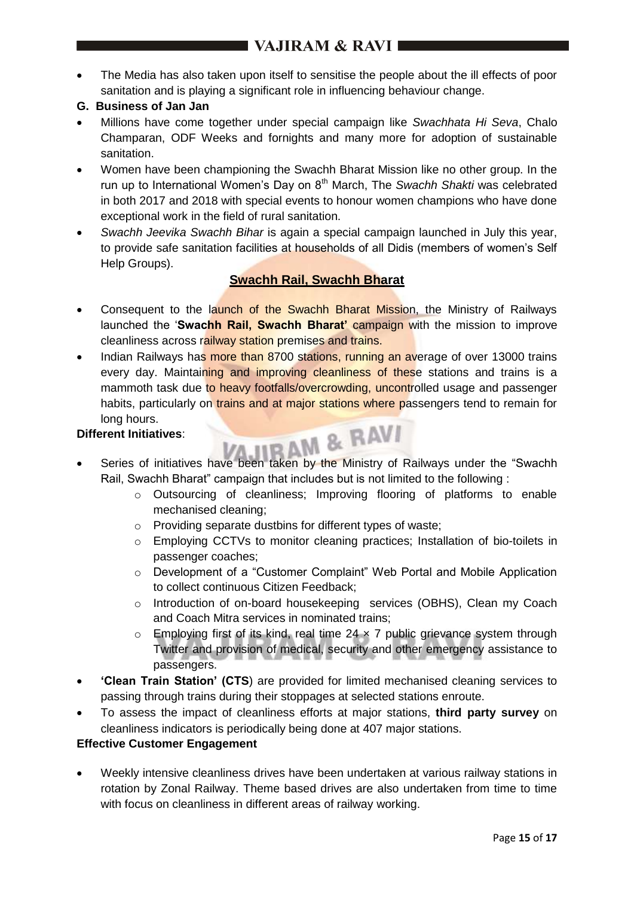- The Media has also taken upon itself to sensitise the people about the ill effects of poor sanitation and is playing a significant role in influencing behaviour change.

**G. Business of Jan Jan**

- Millions have come together under special campaign like *Swachhata Hi Seva*, Chalo Champaran, ODF Weeks and fornights and many more for adoption of sustainable sanitation.
- Women have been championing the Swachh Bharat Mission like no other group. In the run up to International Women's Day on 8th March, The *Swachh Shakti* was celebrated in both 2017 and 2018 with special events to honour women champions who have done exceptional work in the field of rural sanitation.
- *Swachh Jeevika Swachh Bihar* is again a special campaign launched in July this year, to provide safe sanitation facilities at households of all Didis (members of women's Self Help Groups).

## Swachh Rail, Swachh Bharat

- Consequent to the launch of the Swachh Bharat Mission, the Ministry of Railways launched the '**Swachh Rail, Swachh Bharat'** campaign with the mission to improve cleanliness across railway station premises and trains.
- Indian Railways has more than 8700 stations, running an average of over 13000 trains every day. Maintaining and improving cleanliness of these stations and trains is a mammoth task due to heavy footfalls/overcrowding, uncontrolled usage and passenger habits, particularly on trains and at major stations where passengers tend to remain for long hours.

**Different Initiatives**:

- Series of initiatives have been taken by the Ministry of Railways under the "Swachh Rail, Swachh Bharat" campaign that includes but is not limited to the following :
  - Outsourcing of cleanliness; Improving flooring of platforms to enable mechanised cleaning;
  - Providing separate dustbins for different types of waste;
  - Employing CCTVs to monitor cleaning practices; Installation of bio-toilets in passenger coaches;
  - Development of a "Customer Complaint" Web Portal and Mobile Application to collect continuous Citizen Feedback;
  - Introduction of on-board housekeeping services (OBHS), Clean my Coach and Coach Mitra services in nominated trains;
  - Employing first of its kind, real time 24 × 7 public grievance system through Twitter and provision of medical, security and other emergency assistance to passengers.
- **'Clean Train Station' (CTS**) are provided for limited mechanised cleaning services to passing through trains during their stoppages at selected stations enroute.
- To assess the impact of cleanliness efforts at major stations, **third party survey** on cleanliness indicators is periodically being done at 407 major stations.

**Effective Customer Engagement**

- Weekly intensive cleanliness drives have been undertaken at various railway stations in rotation by Zonal Railway. Theme based drives are also undertaken from time to time with focus on cleanliness in different areas of railway working.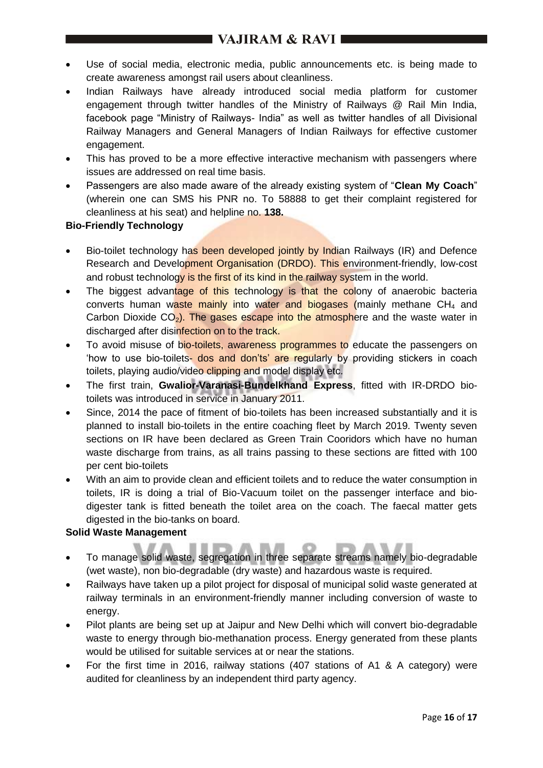- Use of social media, electronic media, public announcements etc. is being made to create awareness amongst rail users about cleanliness.
- Indian Railways have already introduced social media platform for customer engagement through twitter handles of the Ministry of Railways @ Rail Min India, facebook page "Ministry of Railways- India" as well as twitter handles of all Divisional Railway Managers and General Managers of Indian Railways for effective customer engagement.
- This has proved to be a more effective interactive mechanism with passengers where issues are addressed on real time basis.
- Passengers are also made aware of the already existing system of "**Clean My Coach**" (wherein one can SMS his PNR no. To 58888 to get their complaint registered for cleanliness at his seat) and helpline no. **138.**

**Bio-Friendly Technology**

- Bio-toilet technology has been developed jointly by Indian Railways (IR) and Defence Research and Development Organisation (DRDO). This environment-friendly, low-cost and robust technology is the first of its kind in the railway system in the world.
- The biggest advantage of this technology is that the colony of anaerobic bacteria converts human waste mainly into water and biogases (mainly methane $CH_4$ and Carbon Dioxide $CO_2$). The gases escape into the atmosphere and the waste water in discharged after disinfection on to the track.
- To avoid misuse of bio-toilets, awareness programmes to educate the passengers on 'how to use bio-toilets- dos and don'ts' are regularly by providing stickers in coach toilets, playing audio/video clipping and model display etc.
- The first train, **Gwalior-Varanasi-Bundelkhand Express**, fitted with IR-DRDO bio-toilets was introduced in service in January 2011.
- Since, 2014 the pace of fitment of bio-toilets has been increased substantially and it is planned to install bio-toilets in the entire coaching fleet by March 2019. Twenty seven sections on IR have been declared as Green Train Cooridors which have no human waste discharge from trains, as all trains passing to these sections are fitted with 100 per cent bio-toilets
- With an aim to provide clean and efficient toilets and to reduce the water consumption in toilets, IR is doing a trial of Bio-Vacuum toilet on the passenger interface and bio-digester tank is fitted beneath the toilet area on the coach. The faecal matter gets digested in the bio-tanks on board.

**Solid Waste Management**

- To manage solid waste, segregation in three separate streams namely bio-degradable (wet waste), non bio-degradable (dry waste) and hazardous waste is required.
- Railways have taken up a pilot project for disposal of municipal solid waste generated at railway terminals in an environment-friendly manner including conversion of waste to energy.
- Pilot plants are being set up at Jaipur and New Delhi which will convert bio-degradable waste to energy through bio-methanation process. Energy generated from these plants would be utilised for suitable services at or near the stations.
- For the first time in 2016, railway stations (407 stations of A1 & A category) were audited for cleanliness by an independent third party agency.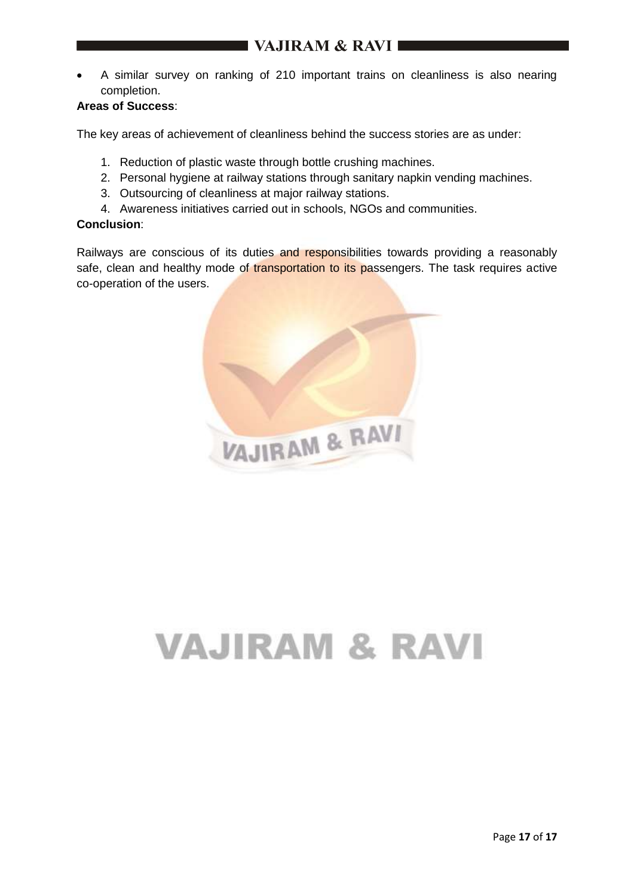- A similar survey on ranking of 210 important trains on cleanliness is also nearing completion.

**Areas of Success**:

The key areas of achievement of cleanliness behind the success stories are as under:

1. Reduction of plastic waste through bottle crushing machines.
2. Personal hygiene at railway stations through sanitary napkin vending machines.
3. Outsourcing of cleanliness at major railway stations.
4. Awareness initiatives carried out in schools, NGOs and communities.

**Conclusion**:

Railways are conscious of its duties and responsibilities towards providing a reasonably safe, clean and healthy mode of transportation to its passengers. The task requires active co-operation of the users.